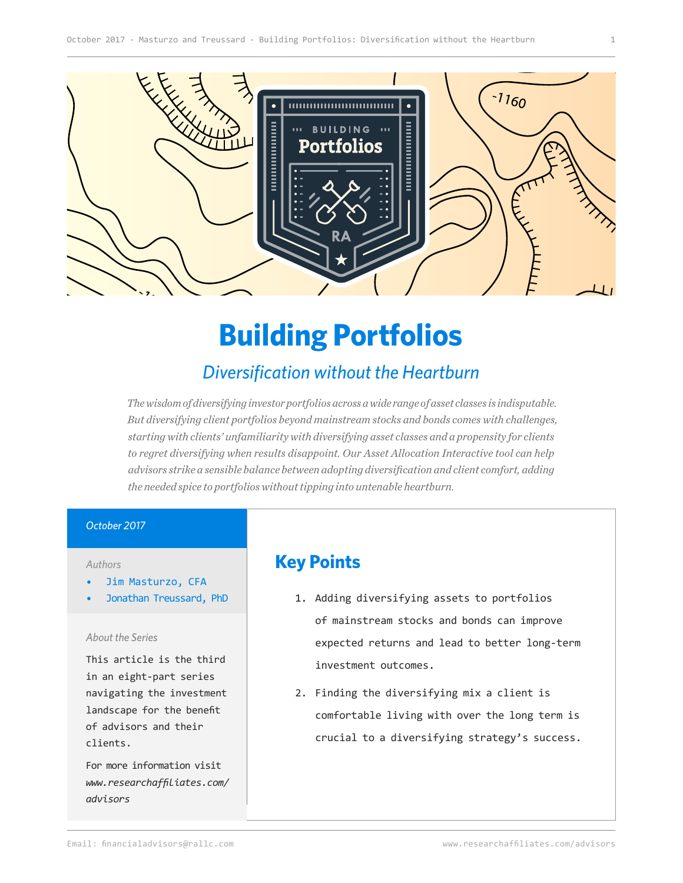# Building Portfolios

## *Diversification without the Heartburn*

*The wisdom of diversifying investor portfolios across a wide range of asset classes is indisputable. But diversifying client portfolios beyond mainstream stocks and bonds comes with challenges, starting with clients' unfamiliarity with diversifying asset classes and a propensity for clients to regret diversifying when results disappoint. Our Asset Allocation Interactive tool can help advisors strike a sensible balance between adopting diversification and client comfort, adding the needed spice to portfolios without tipping into untenable heartburn.*

*October 2017*

*Authors*

- Jim Masturzo, CFA
- Jonathan Treussard, PhD

*About the Series*

This article is the third in an eight-part series navigating the investment landscape for the benefit of advisors and their clients.

For more information visit *www.researchaffiliates.com/advisors*

## Key Points

1. Adding diversifying assets to portfolios of mainstream stocks and bonds can improve expected returns and lead to better long-term investment outcomes.
2. Finding the diversifying mix a client is comfortable living with over the long term is crucial to a diversifying strategy's success.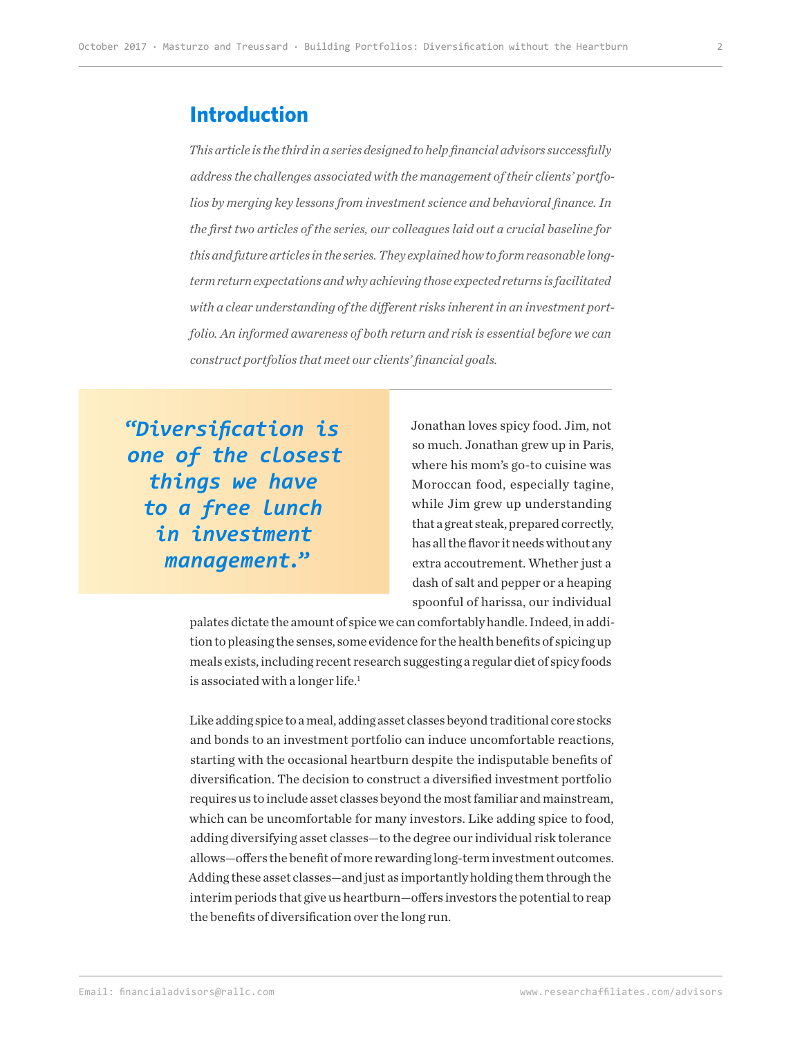## Introduction

*This article is the third in a series designed to help financial advisors successfully address the challenges associated with the management of their clients' portfolios by merging key lessons from investment science and behavioral finance. In the first two articles of the series, our colleagues laid out a crucial baseline for this and future articles in the series. They explained how to form reasonable long-term return expectations and why achieving those expected returns is facilitated with a clear understanding of the different risks inherent in an investment portfolio. An informed awareness of both return and risk is essential before we can construct portfolios that meet our clients' financial goals.*

> ***"Diversification is one of the closest things we have to a free lunch in investment management."***

Jonathan loves spicy food. Jim, not so much. Jonathan grew up in Paris, where his mom's go-to cuisine was Moroccan food, especially tagine, while Jim grew up understanding that a great steak, prepared correctly, has all the flavor it needs without any extra accoutrement. Whether just a dash of salt and pepper or a heaping spoonful of harissa, our individual palates dictate the amount of spice we can comfortably handle. Indeed, in addition to pleasing the senses, some evidence for the health benefits of spicing up meals exists, including recent research suggesting a regular diet of spicy foods is associated with a longer life.[1]

Like adding spice to a meal, adding asset classes beyond traditional core stocks and bonds to an investment portfolio can induce uncomfortable reactions, starting with the occasional heartburn despite the indisputable benefits of diversification. The decision to construct a diversified investment portfolio requires us to include asset classes beyond the most familiar and mainstream, which can be uncomfortable for many investors. Like adding spice to food, adding diversifying asset classes—to the degree our individual risk tolerance allows—offers the benefit of more rewarding long-term investment outcomes. Adding these asset classes—and just as importantly holding them through the interim periods that give us heartburn—offers investors the potential to reap the benefits of diversification over the long run.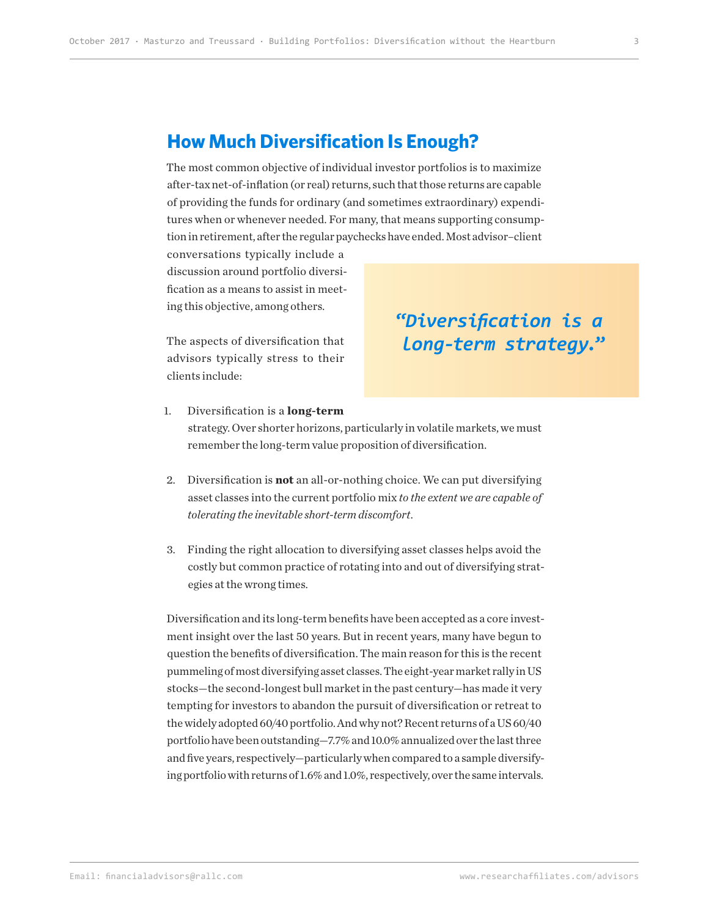## How Much Diversification Is Enough?

The most common objective of individual investor portfolios is to maximize after-tax net-of-inflation (or real) returns, such that those returns are capable of providing the funds for ordinary (and sometimes extraordinary) expenditures when or whenever needed. For many, that means supporting consumption in retirement, after the regular paychecks have ended. Most advisor–client conversations typically include a discussion around portfolio diversification as a means to assist in meeting this objective, among others.

*"Diversification is a long-term strategy."*

The aspects of diversification that advisors typically stress to their clients include:

1. Diversification is a **long-term** strategy. Over shorter horizons, particularly in volatile markets, we must remember the long-term value proposition of diversification.
2. Diversification is **not** an all-or-nothing choice. We can put diversifying asset classes into the current portfolio mix *to the extent we are capable of tolerating the inevitable short-term discomfort*.
3. Finding the right allocation to diversifying asset classes helps avoid the costly but common practice of rotating into and out of diversifying strategies at the wrong times.

Diversification and its long-term benefits have been accepted as a core investment insight over the last 50 years. But in recent years, many have begun to question the benefits of diversification. The main reason for this is the recent pummeling of most diversifying asset classes. The eight-year market rally in US stocks—the second-longest bull market in the past century—has made it very tempting for investors to abandon the pursuit of diversification or retreat to the widely adopted 60/40 portfolio. And why not? Recent returns of a US 60/40 portfolio have been outstanding—7.7% and 10.0% annualized over the last three and five years, respectively—particularly when compared to a sample diversifying portfolio with returns of 1.6% and 1.0%, respectively, over the same intervals.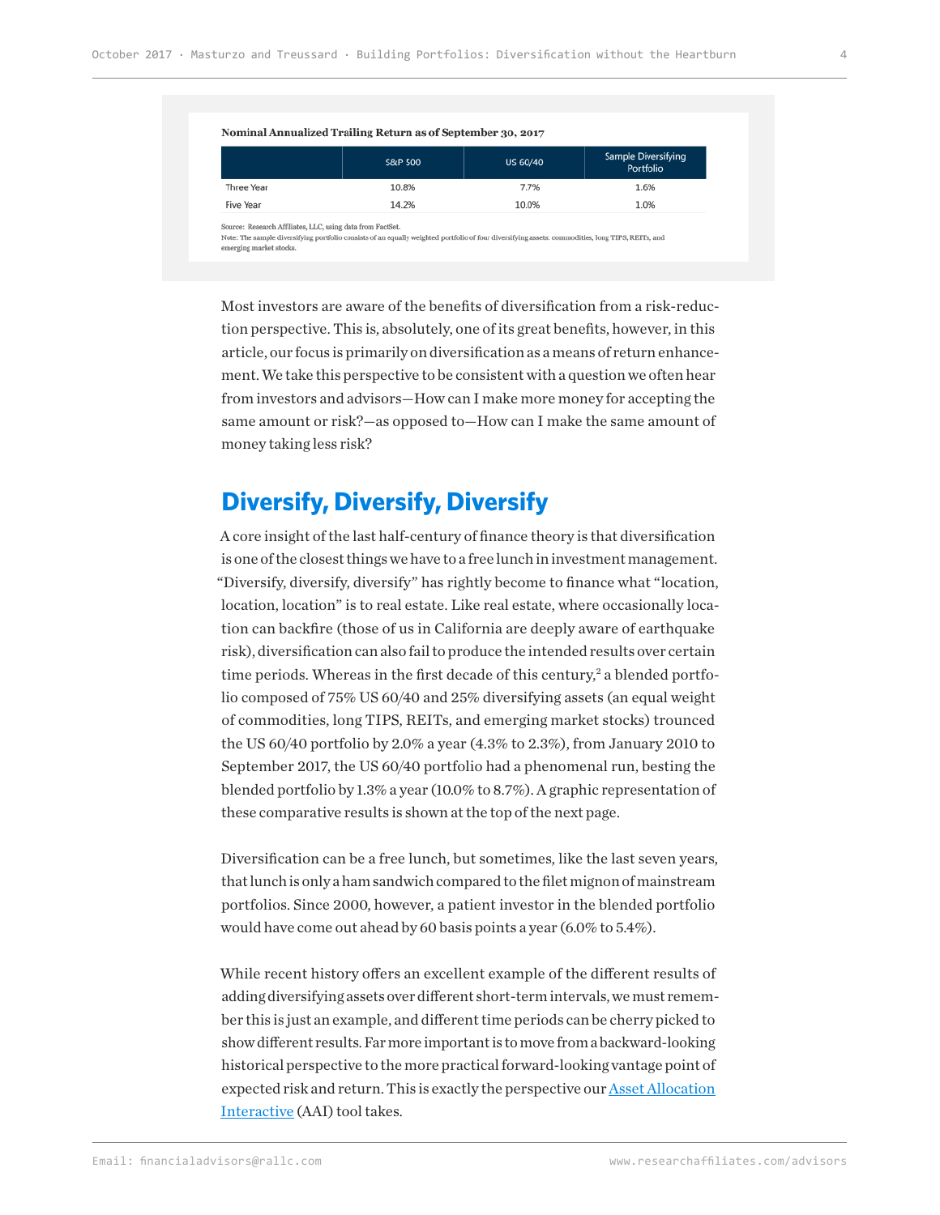**Nominal Annualized Trailing Return as of September 30, 2017**

| | S&P 500 | US 60/40 | Sample Diversifying Portfolio |
|---|---|---|---|
| Three Year | 10.8% | 7.7% | 1.6% |
| Five Year | 14.2% | 10.0% | 1.0% |

Source: Research Affiliates, LLC, using data from FactSet.
Note: The sample diversifying portfolio consists of an equally weighted portfolio of four diversifying assets: commodities, long TIPS, REITs, and emerging market stocks.

Most investors are aware of the benefits of diversification from a risk-reduction perspective. This is, absolutely, one of its great benefits, however, in this article, our focus is primarily on diversification as a means of return enhancement. We take this perspective to be consistent with a question we often hear from investors and advisors—How can I make more money for accepting the same amount or risk?—as opposed to—How can I make the same amount of money taking less risk?

## Diversify, Diversify, Diversify

A core insight of the last half-century of finance theory is that diversification is one of the closest things we have to a free lunch in investment management. "Diversify, diversify, diversify" has rightly become to finance what "location, location, location" is to real estate. Like real estate, where occasionally location can backfire (those of us in California are deeply aware of earthquake risk), diversification can also fail to produce the intended results over certain time periods. Whereas in the first decade of this century,[2] a blended portfolio composed of 75% US 60/40 and 25% diversifying assets (an equal weight of commodities, long TIPS, REITs, and emerging market stocks) trounced the US 60/40 portfolio by 2.0% a year (4.3% to 2.3%), from January 2010 to September 2017, the US 60/40 portfolio had a phenomenal run, besting the blended portfolio by 1.3% a year (10.0% to 8.7%). A graphic representation of these comparative results is shown at the top of the next page.

Diversification can be a free lunch, but sometimes, like the last seven years, that lunch is only a ham sandwich compared to the filet mignon of mainstream portfolios. Since 2000, however, a patient investor in the blended portfolio would have come out ahead by 60 basis points a year (6.0% to 5.4%).

While recent history offers an excellent example of the different results of adding diversifying assets over different short-term intervals, we must remember this is just an example, and different time periods can be cherry picked to show different results. Far more important is to move from a backward-looking historical perspective to the more practical forward-looking vantage point of expected risk and return. This is exactly the perspective our Asset Allocation Interactive (AAI) tool takes.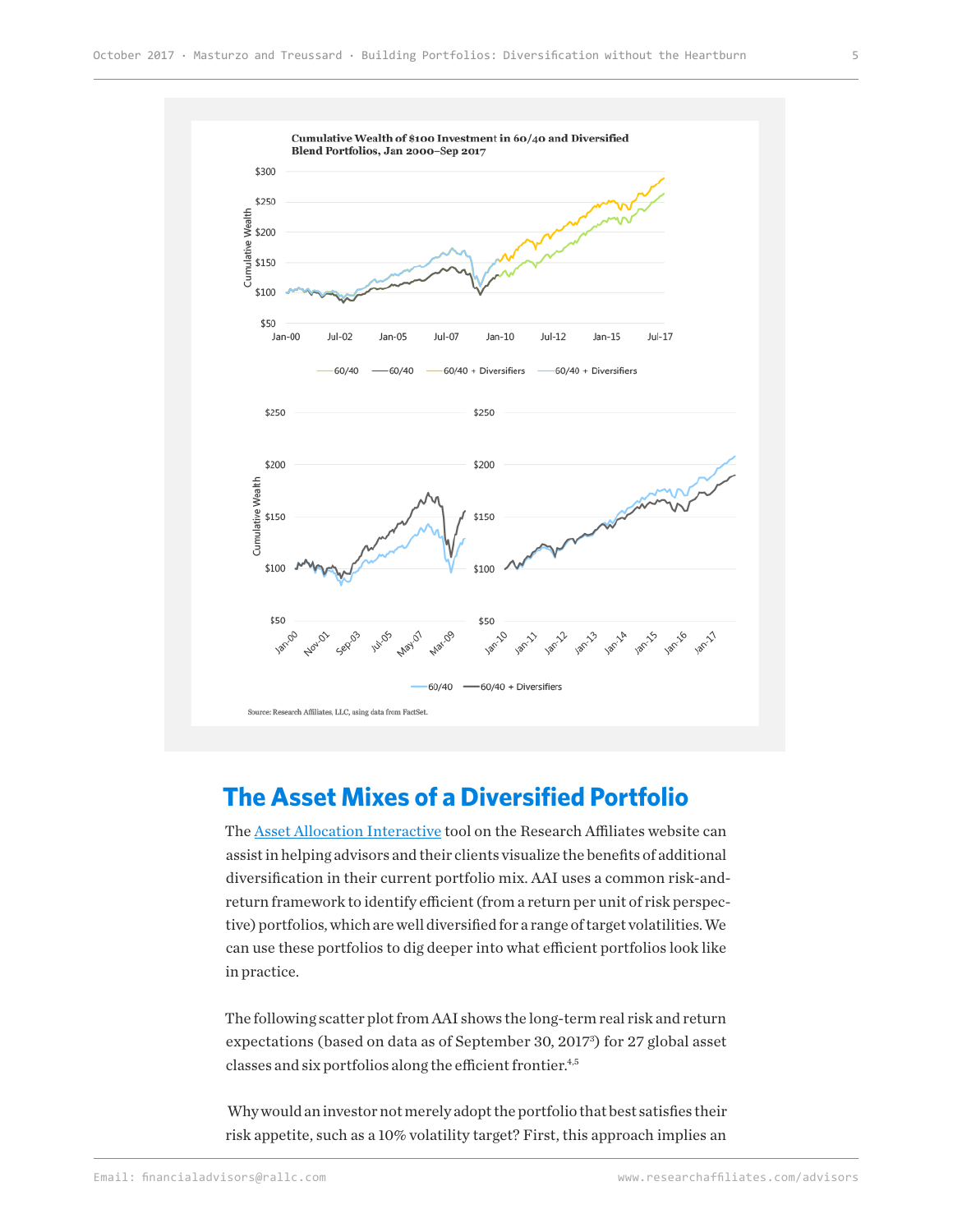**Cumulative Wealth of $100 Investment in 60/40 and Diversified Blend Portfolios, Jan 2000–Sep 2017**

Source: Research Affiliates, LLC, using data from FactSet.

## The Asset Mixes of a Diversified Portfolio

The Asset Allocation Interactive tool on the Research Affiliates website can assist in helping advisors and their clients visualize the benefits of additional diversification in their current portfolio mix. AAI uses a common risk-and-return framework to identify efficient (from a return per unit of risk perspective) portfolios, which are well diversified for a range of target volatilities. We can use these portfolios to dig deeper into what efficient portfolios look like in practice.

The following scatter plot from AAI shows the long-term real risk and return expectations (based on data as of September 30, 2017[3]) for 27 global asset classes and six portfolios along the efficient frontier.[4,5]

Why would an investor not merely adopt the portfolio that best satisfies their risk appetite, such as a 10% volatility target? First, this approach implies an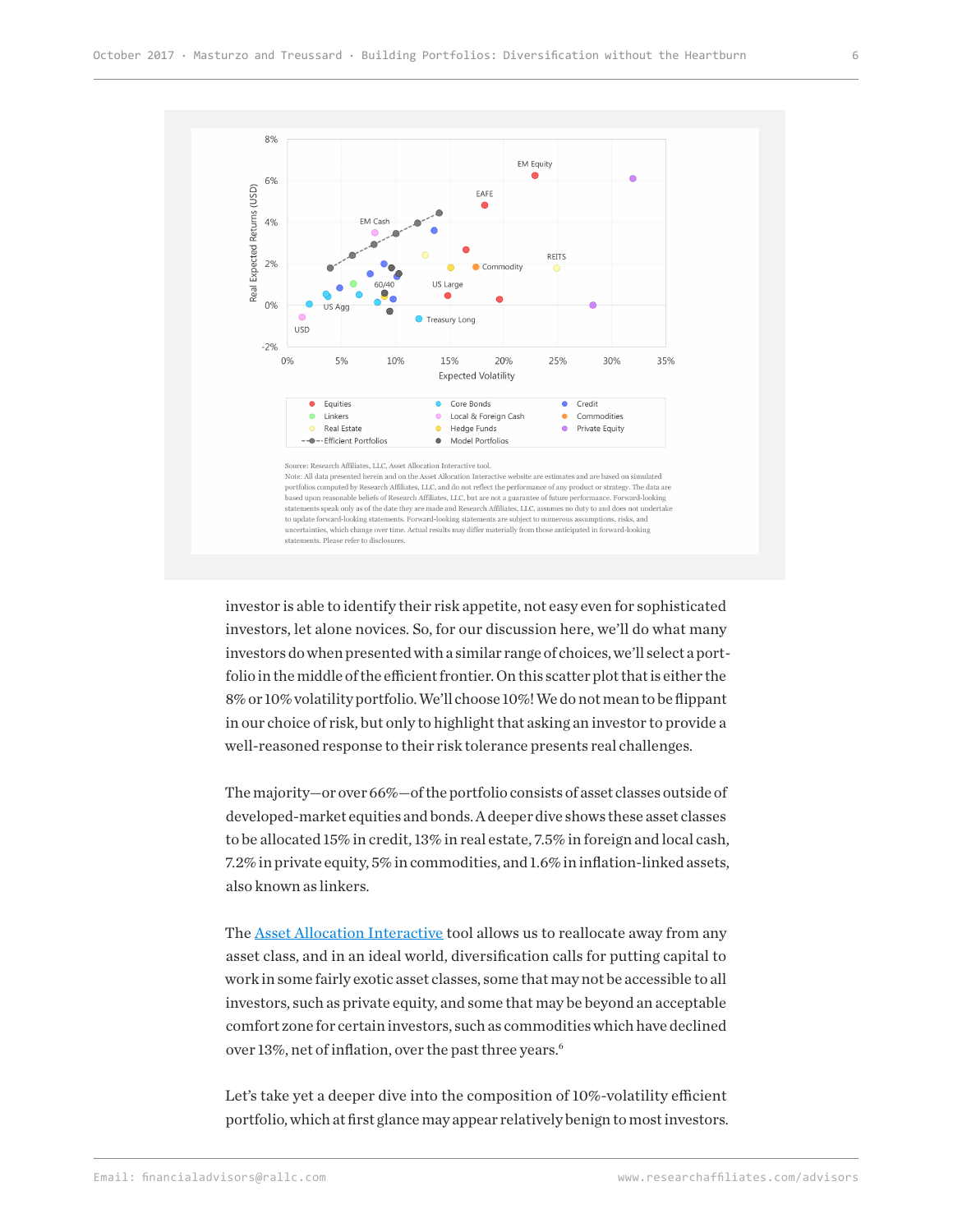Source: Research Affiliates, LLC, Asset Allocation Interactive tool.
Note: All data presented herein and on the Asset Allocation Interactive website are estimates and are based on simulated portfolios computed by Research Affiliates, LLC, and do not reflect the performance of any product or strategy. The data are based upon reasonable beliefs of Research Affiliates, LLC, but are not a guarantee of future performance. Forward-looking statements speak only as of the date they are made and Research Affiliates, LLC, assumes no duty to and does not undertake to update forward-looking statements. Forward-looking statements are subject to numerous assumptions, risks, and uncertainties, which change over time. Actual results may differ materially from those anticipated in forward-looking statements. Please refer to disclosures.

investor is able to identify their risk appetite, not easy even for sophisticated investors, let alone novices. So, for our discussion here, we'll do what many investors do when presented with a similar range of choices, we'll select a portfolio in the middle of the efficient frontier. On this scatter plot that is either the 8% or 10% volatility portfolio. We'll choose 10%! We do not mean to be flippant in our choice of risk, but only to highlight that asking an investor to provide a well-reasoned response to their risk tolerance presents real challenges.

The majority—or over 66%—of the portfolio consists of asset classes outside of developed-market equities and bonds. A deeper dive shows these asset classes to be allocated 15% in credit, 13% in real estate, 7.5% in foreign and local cash, 7.2% in private equity, 5% in commodities, and 1.6% in inflation-linked assets, also known as linkers.

The Asset Allocation Interactive tool allows us to reallocate away from any asset class, and in an ideal world, diversification calls for putting capital to work in some fairly exotic asset classes, some that may not be accessible to all investors, such as private equity, and some that may be beyond an acceptable comfort zone for certain investors, such as commodities which have declined over 13%, net of inflation, over the past three years.[6]

Let's take yet a deeper dive into the composition of 10%-volatility efficient portfolio, which at first glance may appear relatively benign to most investors.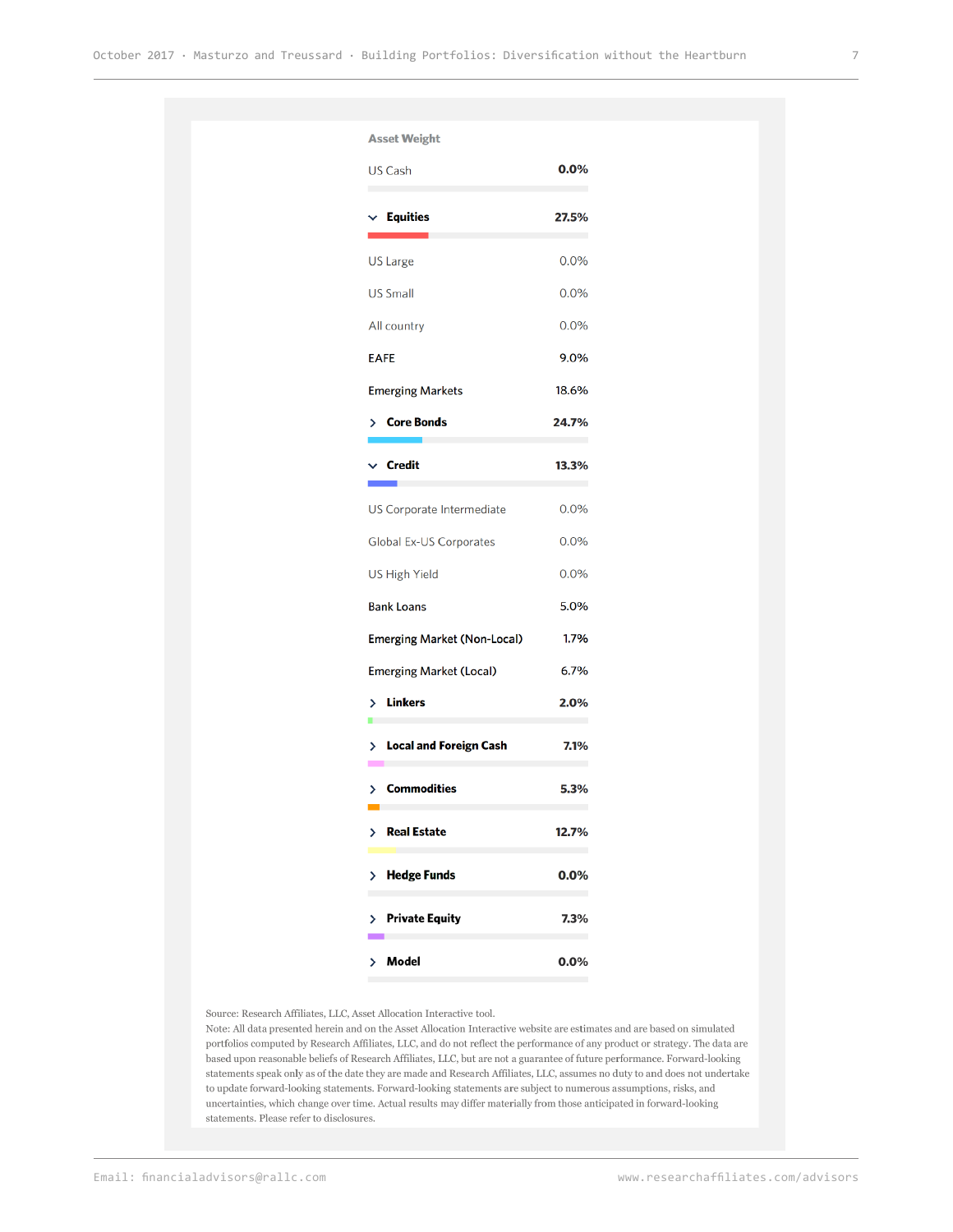| Asset Weight | |
|---|---|
| US Cash | 0.0% |
| **Equities** | **27.5%** |
| US Large | 0.0% |
| US Small | 0.0% |
| All country | 0.0% |
| EAFE | 9.0% |
| Emerging Markets | 18.6% |
| **Core Bonds** | **24.7%** |
| **Credit** | **13.3%** |
| US Corporate Intermediate | 0.0% |
| Global Ex-US Corporates | 0.0% |
| US High Yield | 0.0% |
| Bank Loans | 5.0% |
| Emerging Market (Non-Local) | 1.7% |
| Emerging Market (Local) | 6.7% |
| **Linkers** | **2.0%** |
| **Local and Foreign Cash** | **7.1%** |
| **Commodities** | **5.3%** |
| **Real Estate** | **12.7%** |
| **Hedge Funds** | **0.0%** |
| **Private Equity** | **7.3%** |
| **Model** | **0.0%** |

Source: Research Affiliates, LLC, Asset Allocation Interactive tool.
Note: All data presented herein and on the Asset Allocation Interactive website are estimates and are based on simulated portfolios computed by Research Affiliates, LLC, and do not reflect the performance of any product or strategy. The data are based upon reasonable beliefs of Research Affiliates, LLC, but are not a guarantee of future performance. Forward-looking statements speak only as of the date they are made and Research Affiliates, LLC, assumes no duty to and does not undertake to update forward-looking statements. Forward-looking statements are subject to numerous assumptions, risks, and uncertainties, which change over time. Actual results may differ materially from those anticipated in forward-looking statements. Please refer to disclosures.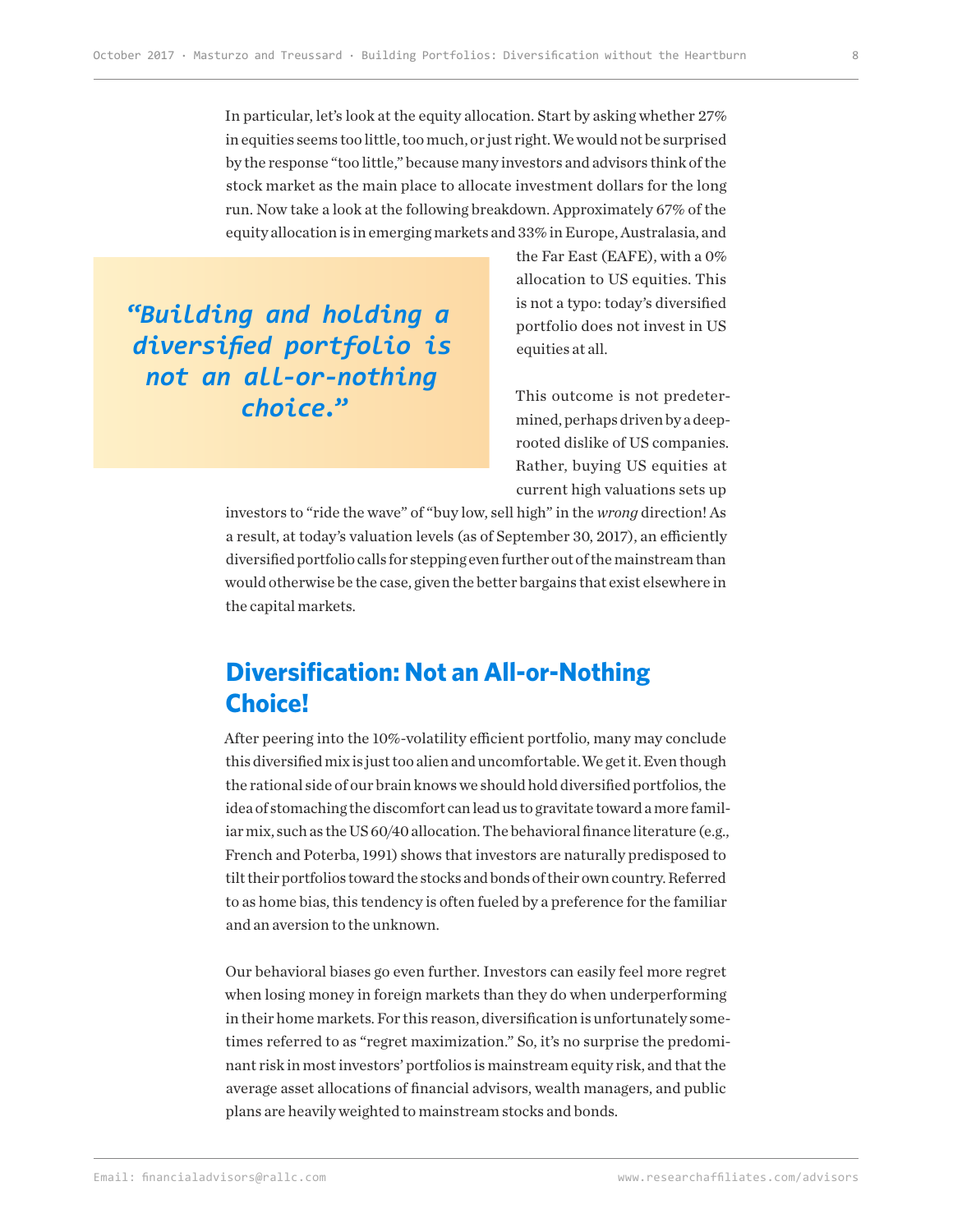In particular, let's look at the equity allocation. Start by asking whether 27% in equities seems too little, too much, or just right. We would not be surprised by the response "too little," because many investors and advisors think of the stock market as the main place to allocate investment dollars for the long run. Now take a look at the following breakdown. Approximately 67% of the equity allocation is in emerging markets and 33% in Europe, Australasia, and the Far East (EAFE), with a 0% allocation to US equities. This is not a typo: today's diversified portfolio does not invest in US equities at all.

> *"Building and holding a diversified portfolio is not an all-or-nothing choice."*

This outcome is not predetermined, perhaps driven by a deep-rooted dislike of US companies. Rather, buying US equities at current high valuations sets up investors to "ride the wave" of "buy low, sell high" in the *wrong* direction! As a result, at today's valuation levels (as of September 30, 2017), an efficiently diversified portfolio calls for stepping even further out of the mainstream than would otherwise be the case, given the better bargains that exist elsewhere in the capital markets.

## Diversification: Not an All-or-Nothing Choice!

After peering into the 10%-volatility efficient portfolio, many may conclude this diversified mix is just too alien and uncomfortable. We get it. Even though the rational side of our brain knows we should hold diversified portfolios, the idea of stomaching the discomfort can lead us to gravitate toward a more familiar mix, such as the US 60/40 allocation. The behavioral finance literature (e.g., French and Poterba, 1991) shows that investors are naturally predisposed to tilt their portfolios toward the stocks and bonds of their own country. Referred to as home bias, this tendency is often fueled by a preference for the familiar and an aversion to the unknown.

Our behavioral biases go even further. Investors can easily feel more regret when losing money in foreign markets than they do when underperforming in their home markets. For this reason, diversification is unfortunately sometimes referred to as "regret maximization." So, it's no surprise the predominant risk in most investors' portfolios is mainstream equity risk, and that the average asset allocations of financial advisors, wealth managers, and public plans are heavily weighted to mainstream stocks and bonds.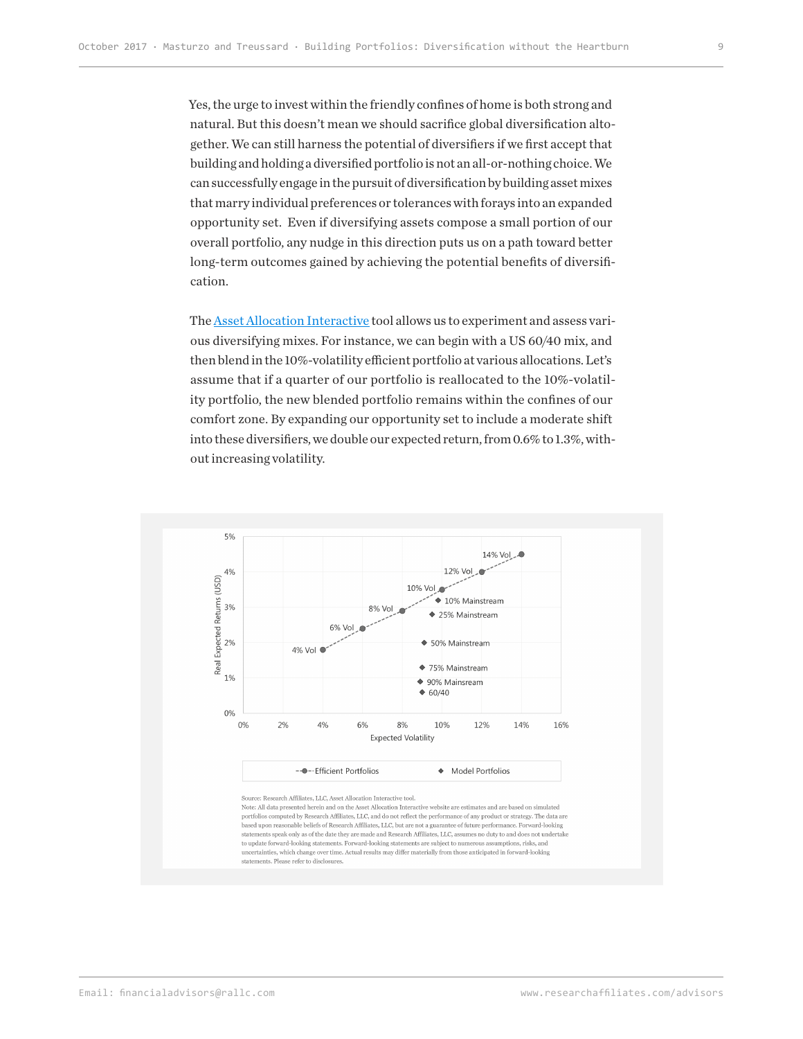Yes, the urge to invest within the friendly confines of home is both strong and natural. But this doesn't mean we should sacrifice global diversification altogether. We can still harness the potential of diversifiers if we first accept that building and holding a diversified portfolio is not an all-or-nothing choice. We can successfully engage in the pursuit of diversification by building asset mixes that marry individual preferences or tolerances with forays into an expanded opportunity set. Even if diversifying assets compose a small portion of our overall portfolio, any nudge in this direction puts us on a path toward better long-term outcomes gained by achieving the potential benefits of diversification.

The Asset Allocation Interactive tool allows us to experiment and assess various diversifying mixes. For instance, we can begin with a US 60/40 mix, and then blend in the 10%-volatility efficient portfolio at various allocations. Let's assume that if a quarter of our portfolio is reallocated to the 10%-volatility portfolio, the new blended portfolio remains within the confines of our comfort zone. By expanding our opportunity set to include a moderate shift into these diversifiers, we double our expected return, from 0.6% to 1.3%, without increasing volatility.

Source: Research Affiliates, LLC, Asset Allocation Interactive tool.
Note: All data presented herein and on the Asset Allocation Interactive website are estimates and are based on simulated portfolios computed by Research Affiliates, LLC, and do not reflect the performance of any product or strategy. The data are based upon reasonable beliefs of Research Affiliates, LLC, but are not a guarantee of future performance. Forward-looking statements speak only as of the date they are made and Research Affiliates, LLC, assumes no duty to and does not undertake to update forward-looking statements. Forward-looking statements are subject to numerous assumptions, risks, and uncertainties, which change over time. Actual results may differ materially from those anticipated in forward-looking statements. Please refer to disclosures.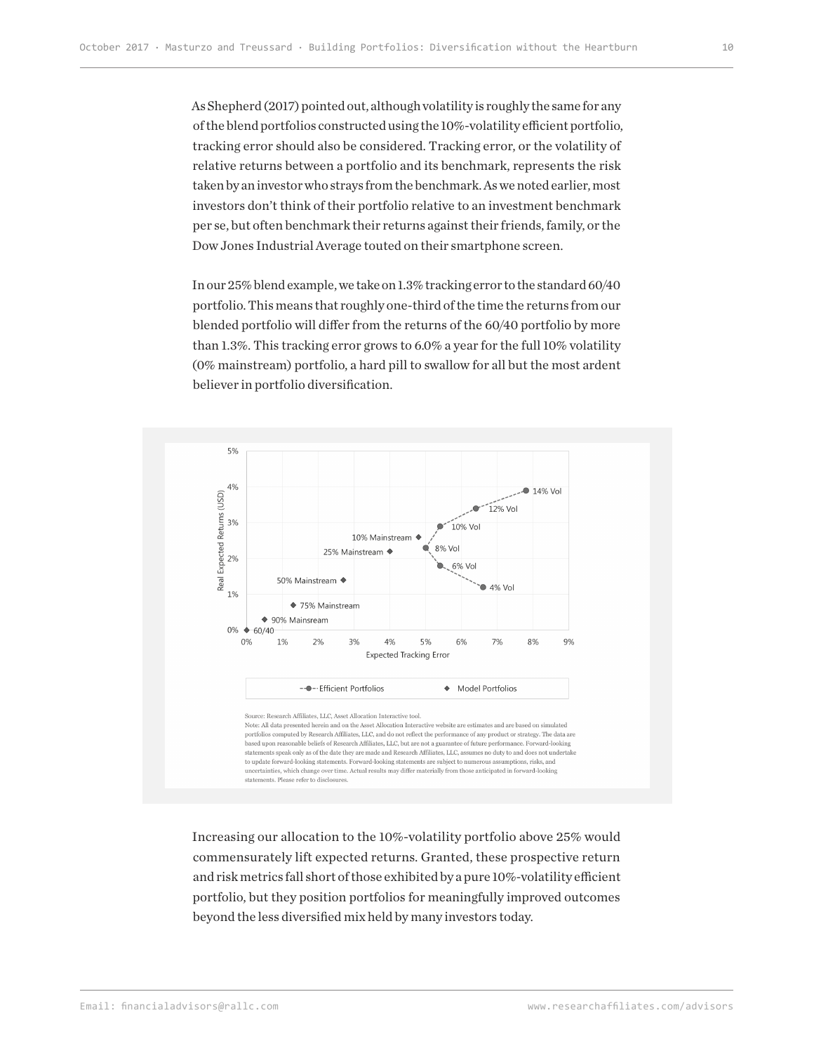As Shepherd (2017) pointed out, although volatility is roughly the same for any of the blend portfolios constructed using the 10%-volatility efficient portfolio, tracking error should also be considered. Tracking error, or the volatility of relative returns between a portfolio and its benchmark, represents the risk taken by an investor who strays from the benchmark. As we noted earlier, most investors don't think of their portfolio relative to an investment benchmark per se, but often benchmark their returns against their friends, family, or the Dow Jones Industrial Average touted on their smartphone screen.

In our 25% blend example, we take on 1.3% tracking error to the standard 60/40 portfolio. This means that roughly one-third of the time the returns from our blended portfolio will differ from the returns of the 60/40 portfolio by more than 1.3%. This tracking error grows to 6.0% a year for the full 10% volatility (0% mainstream) portfolio, a hard pill to swallow for all but the most ardent believer in portfolio diversification.

Source: Research Affiliates, LLC, Asset Allocation Interactive tool.
Note: All data presented herein and on the Asset Allocation Interactive website are estimates and are based on simulated portfolios computed by Research Affiliates, LLC, and do not reflect the performance of any product or strategy. The data are based upon reasonable beliefs of Research Affiliates, LLC, but are not a guarantee of future performance. Forward-looking statements speak only as of the date they are made and Research Affiliates, LLC, assumes no duty to and does not undertake to update forward-looking statements. Forward-looking statements are subject to numerous assumptions, risks, and uncertainties, which change over time. Actual results may differ materially from those anticipated in forward-looking statements. Please refer to disclosures.

Increasing our allocation to the 10%-volatility portfolio above 25% would commensurately lift expected returns. Granted, these prospective return and risk metrics fall short of those exhibited by a pure 10%-volatility efficient portfolio, but they position portfolios for meaningfully improved outcomes beyond the less diversified mix held by many investors today.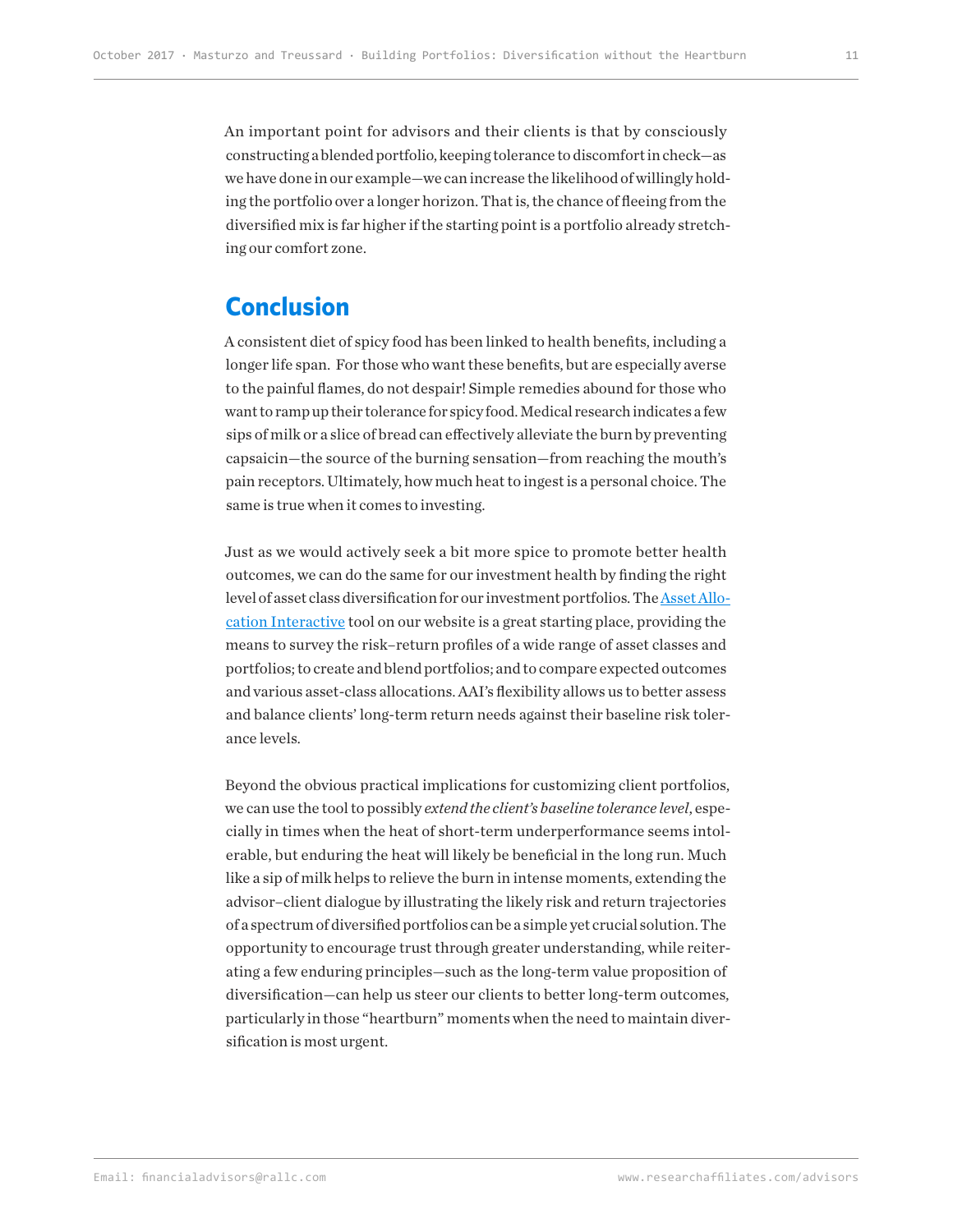An important point for advisors and their clients is that by consciously constructing a blended portfolio, keeping tolerance to discomfort in check—as we have done in our example—we can increase the likelihood of willingly holding the portfolio over a longer horizon. That is, the chance of fleeing from the diversified mix is far higher if the starting point is a portfolio already stretching our comfort zone.

## Conclusion

A consistent diet of spicy food has been linked to health benefits, including a longer life span. For those who want these benefits, but are especially averse to the painful flames, do not despair! Simple remedies abound for those who want to ramp up their tolerance for spicy food. Medical research indicates a few sips of milk or a slice of bread can effectively alleviate the burn by preventing capsaicin—the source of the burning sensation—from reaching the mouth's pain receptors. Ultimately, how much heat to ingest is a personal choice. The same is true when it comes to investing.

Just as we would actively seek a bit more spice to promote better health outcomes, we can do the same for our investment health by finding the right level of asset class diversification for our investment portfolios. The Asset Allocation Interactive tool on our website is a great starting place, providing the means to survey the risk–return profiles of a wide range of asset classes and portfolios; to create and blend portfolios; and to compare expected outcomes and various asset-class allocations. AAI's flexibility allows us to better assess and balance clients' long-term return needs against their baseline risk tolerance levels.

Beyond the obvious practical implications for customizing client portfolios, we can use the tool to possibly *extend the client's baseline tolerance level*, especially in times when the heat of short-term underperformance seems intolerable, but enduring the heat will likely be beneficial in the long run. Much like a sip of milk helps to relieve the burn in intense moments, extending the advisor–client dialogue by illustrating the likely risk and return trajectories of a spectrum of diversified portfolios can be a simple yet crucial solution. The opportunity to encourage trust through greater understanding, while reiterating a few enduring principles—such as the long-term value proposition of diversification—can help us steer our clients to better long-term outcomes, particularly in those "heartburn" moments when the need to maintain diversification is most urgent.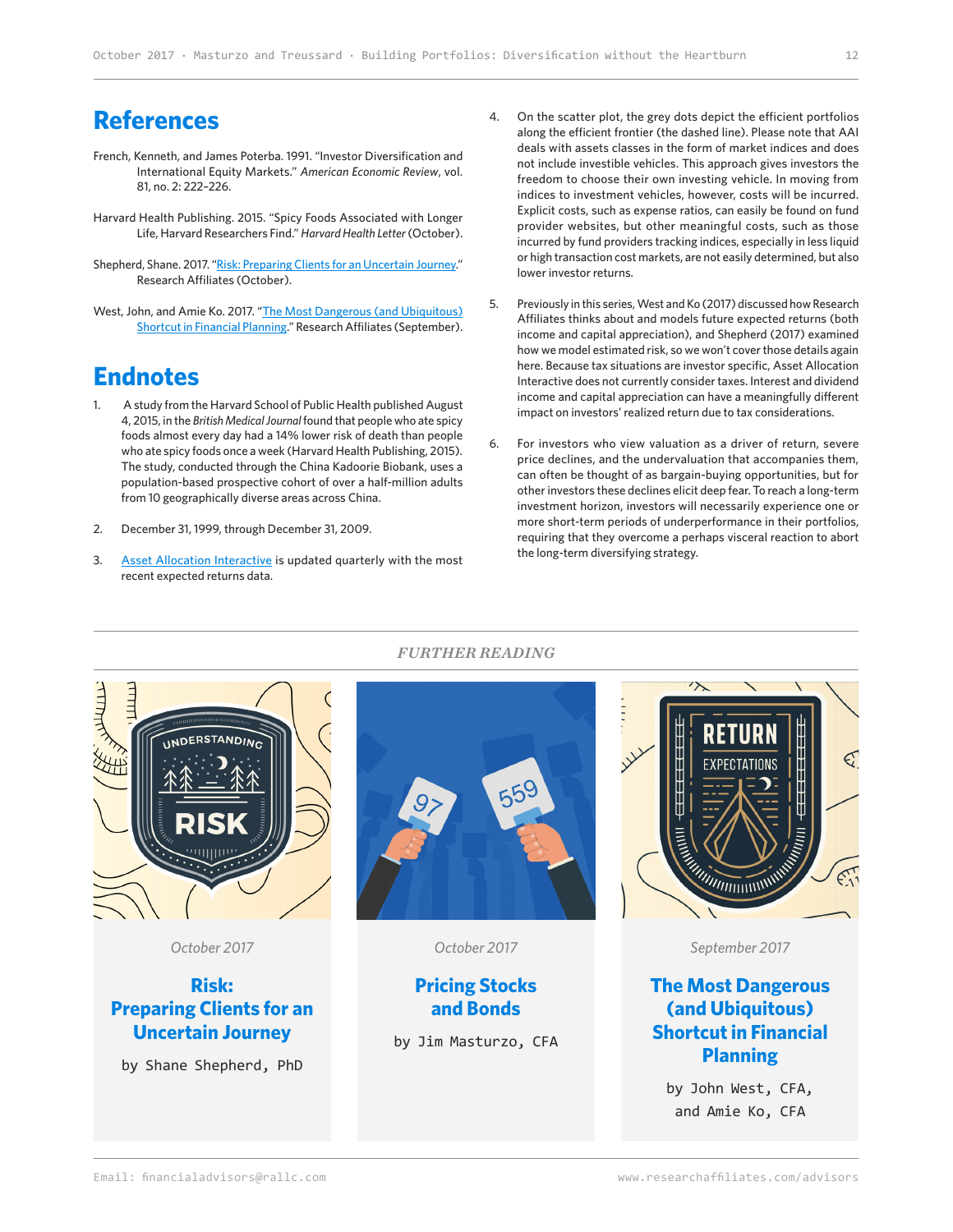# References

French, Kenneth, and James Poterba. 1991. "Investor Diversification and International Equity Markets." *American Economic Review*, vol. 81, no. 2: 222–226.

Harvard Health Publishing. 2015. "Spicy Foods Associated with Longer Life, Harvard Researchers Find." *Harvard Health Letter* (October).

Shepherd, Shane. 2017. "Risk: Preparing Clients for an Uncertain Journey." Research Affiliates (October).

West, John, and Amie Ko. 2017. "The Most Dangerous (and Ubiquitous) Shortcut in Financial Planning." Research Affiliates (September).

# Endnotes

1. A study from the Harvard School of Public Health published August 4, 2015, in the *British Medical Journal* found that people who ate spicy foods almost every day had a 14% lower risk of death than people who ate spicy foods once a week (Harvard Health Publishing, 2015). The study, conducted through the China Kadoorie Biobank, uses a population-based prospective cohort of over a half-million adults from 10 geographically diverse areas across China.

2. December 31, 1999, through December 31, 2009.

3. Asset Allocation Interactive is updated quarterly with the most recent expected returns data.

4. On the scatter plot, the grey dots depict the efficient portfolios along the efficient frontier (the dashed line). Please note that AAI deals with assets classes in the form of market indices and does not include investible vehicles. This approach gives investors the freedom to choose their own investing vehicle. In moving from indices to investment vehicles, however, costs will be incurred. Explicit costs, such as expense ratios, can easily be found on fund provider websites, but other meaningful costs, such as those incurred by fund providers tracking indices, especially in less liquid or high transaction cost markets, are not easily determined, but also lower investor returns.

5. Previously in this series, West and Ko (2017) discussed how Research Affiliates thinks about and models future expected returns (both income and capital appreciation), and Shepherd (2017) examined how we model estimated risk, so we won't cover those details again here. Because tax situations are investor specific, Asset Allocation Interactive does not currently consider taxes. Interest and dividend income and capital appreciation can have a meaningfully different impact on investors' realized return due to tax considerations.

6. For investors who view valuation as a driver of return, severe price declines, and the undervaluation that accompanies them, can often be thought of as bargain-buying opportunities, but for other investors these declines elicit deep fear. To reach a long-term investment horizon, investors will necessarily experience one or more short-term periods of underperformance in their portfolios, requiring that they overcome a perhaps visceral reaction to abort the long-term diversifying strategy.

*FURTHER READING*

*October 2017*

**Risk: Preparing Clients for an Uncertain Journey**

by Shane Shepherd, PhD

*October 2017*

**Pricing Stocks and Bonds**

by Jim Masturzo, CFA

*September 2017*

**The Most Dangerous (and Ubiquitous) Shortcut in Financial Planning**

by John West, CFA, and Amie Ko, CFA

Email: financialadvisors@rallc.com

www.researchaffiliates.com/advisors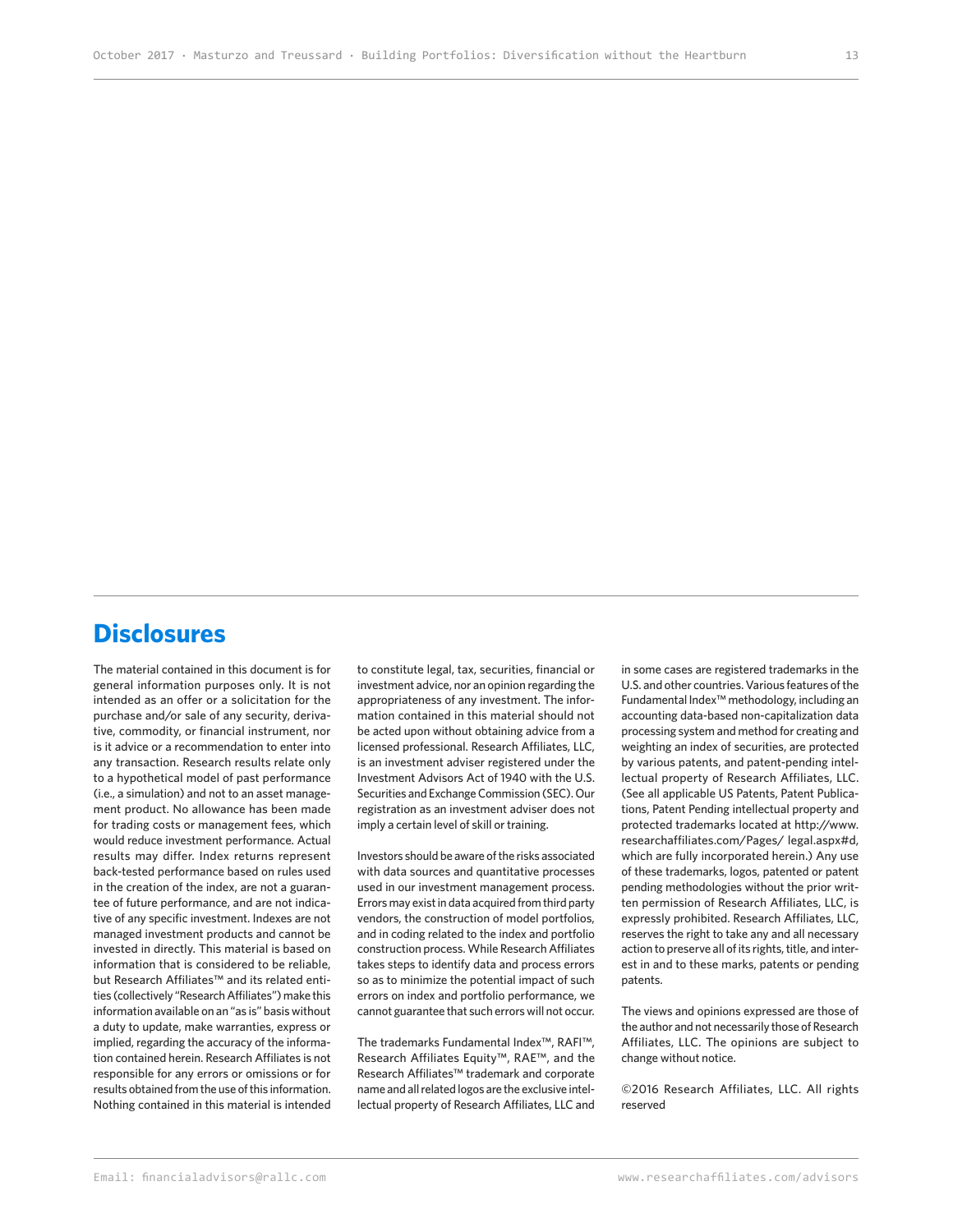## Disclosures

The material contained in this document is for general information purposes only. It is not intended as an offer or a solicitation for the purchase and/or sale of any security, derivative, commodity, or financial instrument, nor is it advice or a recommendation to enter into any transaction. Research results relate only to a hypothetical model of past performance (i.e., a simulation) and not to an asset management product. No allowance has been made for trading costs or management fees, which would reduce investment performance. Actual results may differ. Index returns represent back-tested performance based on rules used in the creation of the index, are not a guarantee of future performance, and are not indicative of any specific investment. Indexes are not managed investment products and cannot be invested in directly. This material is based on information that is considered to be reliable, but Research Affiliates™ and its related entities (collectively "Research Affiliates") make this information available on an "as is" basis without a duty to update, make warranties, express or implied, regarding the accuracy of the information contained herein. Research Affiliates is not responsible for any errors or omissions or for results obtained from the use of this information. Nothing contained in this material is intended to constitute legal, tax, securities, financial or investment advice, nor an opinion regarding the appropriateness of any investment. The information contained in this material should not be acted upon without obtaining advice from a licensed professional. Research Affiliates, LLC, is an investment adviser registered under the Investment Advisors Act of 1940 with the U.S. Securities and Exchange Commission (SEC). Our registration as an investment adviser does not imply a certain level of skill or training.

Investors should be aware of the risks associated with data sources and quantitative processes used in our investment management process. Errors may exist in data acquired from third party vendors, the construction of model portfolios, and in coding related to the index and portfolio construction process. While Research Affiliates takes steps to identify data and process errors so as to minimize the potential impact of such errors on index and portfolio performance, we cannot guarantee that such errors will not occur.

The trademarks Fundamental Index™, RAFI™, Research Affiliates Equity™, RAE™, and the Research Affiliates™ trademark and corporate name and all related logos are the exclusive intellectual property of Research Affiliates, LLC and in some cases are registered trademarks in the U.S. and other countries. Various features of the Fundamental Index™ methodology, including an accounting data-based non-capitalization data processing system and method for creating and weighting an index of securities, are protected by various patents, and patent-pending intellectual property of Research Affiliates, LLC. (See all applicable US Patents, Patent Publications, Patent Pending intellectual property and protected trademarks located at http://www.researchaffiliates.com/Pages/ legal.aspx#d, which are fully incorporated herein.) Any use of these trademarks, logos, patented or patent pending methodologies without the prior written permission of Research Affiliates, LLC, is expressly prohibited. Research Affiliates, LLC, reserves the right to take any and all necessary action to preserve all of its rights, title, and interest in and to these marks, patents or pending patents.

The views and opinions expressed are those of the author and not necessarily those of Research Affiliates, LLC. The opinions are subject to change without notice.

©2016 Research Affiliates, LLC. All rights reserved